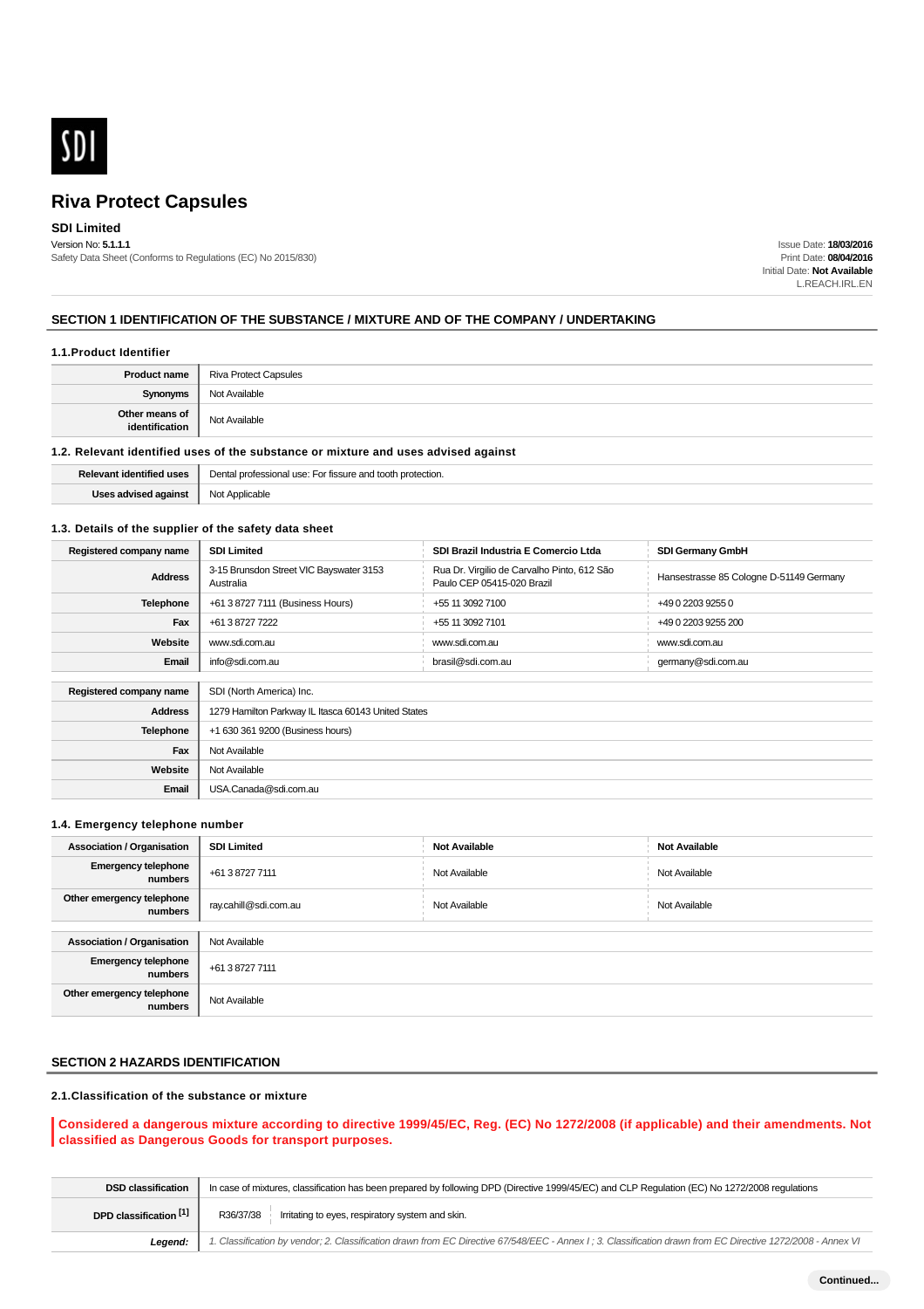SDI

# Riva Protect Capsules

**SDI Limited**

Version No: **5.1.1.1**
Safety Data Sheet (Conforms to Regulations (EC) No 2015/830)

Issue Date: **18/03/2016**
Print Date: **08/04/2016**
Initial Date: **Not Available**
L.REACH.IRL.EN

## SECTION 1 IDENTIFICATION OF THE SUBSTANCE / MIXTURE AND OF THE COMPANY / UNDERTAKING

### 1.1.Product Identifier

| | |
|---|---|
| **Product name** | Riva Protect Capsules |
| **Synonyms** | Not Available |
| **Other means of identification** | Not Available |

### 1.2. Relevant identified uses of the substance or mixture and uses advised against

| | |
|---|---|
| **Relevant identified uses** | Dental professional use: For fissure and tooth protection. |
| **Uses advised against** | Not Applicable |

### 1.3. Details of the supplier of the safety data sheet

| **Registered company name** | **SDI Limited** | **SDI Brazil Industria E Comercio Ltda** | **SDI Germany GmbH** |
|---|---|---|---|
| **Address** | 3-15 Brunsdon Street VIC Bayswater 3153 Australia | Rua Dr. Virgilio de Carvalho Pinto, 612 São Paulo CEP 05415-020 Brazil | Hansestrasse 85 Cologne D-51149 Germany |
| **Telephone** | +61 3 8727 7111 (Business Hours) | +55 11 3092 7100 | +49 0 2203 9255 0 |
| **Fax** | +61 3 8727 7222 | +55 11 3092 7101 | +49 0 2203 9255 200 |
| **Website** | www.sdi.com.au | www.sdi.com.au | www.sdi.com.au |
| **Email** | info@sdi.com.au | brasil@sdi.com.au | germany@sdi.com.au |

| **Registered company name** | SDI (North America) Inc. |
|---|---|
| **Address** | 1279 Hamilton Parkway IL Itasca 60143 United States |
| **Telephone** | +1 630 361 9200 (Business hours) |
| **Fax** | Not Available |
| **Website** | Not Available |
| **Email** | USA.Canada@sdi.com.au |

### 1.4. Emergency telephone number

| **Association / Organisation** | **SDI Limited** | **Not Available** | **Not Available** |
|---|---|---|---|
| **Emergency telephone numbers** | +61 3 8727 7111 | Not Available | Not Available |
| **Other emergency telephone numbers** | ray.cahill@sdi.com.au | Not Available | Not Available |

| **Association / Organisation** | Not Available |
|---|---|
| **Emergency telephone numbers** | +61 3 8727 7111 |
| **Other emergency telephone numbers** | Not Available |

## SECTION 2 HAZARDS IDENTIFICATION

### 2.1.Classification of the substance or mixture

**Considered a dangerous mixture according to directive 1999/45/EC, Reg. (EC) No 1272/2008 (if applicable) and their amendments. Not classified as Dangerous Goods for transport purposes.**

| | |
|---|---|
| **DSD classification** | In case of mixtures, classification has been prepared by following DPD (Directive 1999/45/EC) and CLP Regulation (EC) No 1272/2008 regulations |
| **DPD classification [1]** | R36/37/38 Irritating to eyes, respiratory system and skin. |
| ***Legend:*** | *1. Classification by vendor; 2. Classification drawn from EC Directive 67/548/EEC - Annex I ; 3. Classification drawn from EC Directive 1272/2008 - Annex VI* |

Continued...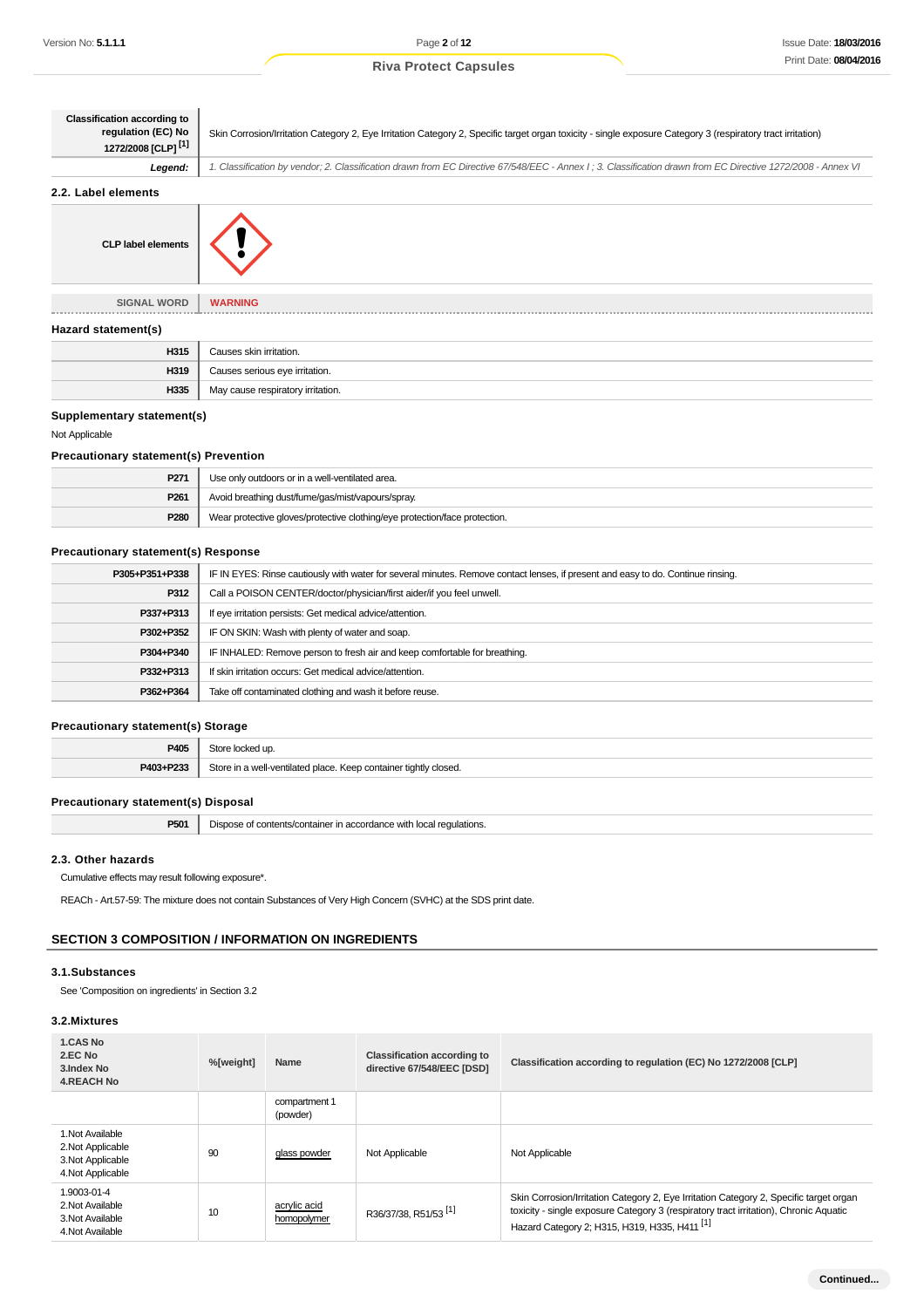| Classification according to regulation (EC) No 1272/2008 [CLP] [1] | Skin Corrosion/Irritation Category 2, Eye Irritation Category 2, Specific target organ toxicity - single exposure Category 3 (respiratory tract irritation) |
|---|---|
| ***Legend:*** | *1. Classification by vendor; 2. Classification drawn from EC Directive 67/548/EEC - Annex I ; 3. Classification drawn from EC Directive 1272/2008 - Annex VI* |

### 2.2. Label elements

| CLP label elements | |
|---|---|
| SIGNAL WORD | **WARNING** |

#### Hazard statement(s)

| | |
|---|---|
| **H315** | Causes skin irritation. |
| **H319** | Causes serious eye irritation. |
| **H335** | May cause respiratory irritation. |

#### Supplementary statement(s)

Not Applicable

#### Precautionary statement(s) Prevention

| | |
|---|---|
| **P271** | Use only outdoors or in a well-ventilated area. |
| **P261** | Avoid breathing dust/fume/gas/mist/vapours/spray. |
| **P280** | Wear protective gloves/protective clothing/eye protection/face protection. |

#### Precautionary statement(s) Response

| | |
|---|---|
| **P305+P351+P338** | IF IN EYES: Rinse cautiously with water for several minutes. Remove contact lenses, if present and easy to do. Continue rinsing. |
| **P312** | Call a POISON CENTER/doctor/physician/first aider/if you feel unwell. |
| **P337+P313** | If eye irritation persists: Get medical advice/attention. |
| **P302+P352** | IF ON SKIN: Wash with plenty of water and soap. |
| **P304+P340** | IF INHALED: Remove person to fresh air and keep comfortable for breathing. |
| **P332+P313** | If skin irritation occurs: Get medical advice/attention. |
| **P362+P364** | Take off contaminated clothing and wash it before reuse. |

#### Precautionary statement(s) Storage

| | |
|---|---|
| **P405** | Store locked up. |
| **P403+P233** | Store in a well-ventilated place. Keep container tightly closed. |

#### Precautionary statement(s) Disposal

| | |
|---|---|
| **P501** | Dispose of contents/container in accordance with local regulations. |

### 2.3. Other hazards

Cumulative effects may result following exposure*.

REACh - Art.57-59: The mixture does not contain Substances of Very High Concern (SVHC) at the SDS print date.

## SECTION 3 COMPOSITION / INFORMATION ON INGREDIENTS

### 3.1.Substances

See 'Composition on ingredients' in Section 3.2

### 3.2.Mixtures

| 1.CAS No<br>2.EC No<br>3.Index No<br>4.REACH No | %[weight] | Name | Classification according to directive 67/548/EEC [DSD] | Classification according to regulation (EC) No 1272/2008 [CLP] |
|---|---|---|---|---|
| | | compartment 1 (powder) | | |
| 1.Not Available<br>2.Not Applicable<br>3.Not Applicable<br>4.Not Applicable | 90 | glass powder | Not Applicable | Not Applicable |
| 1.9003-01-4<br>2.Not Available<br>3.Not Available<br>4.Not Available | 10 | acrylic acid homopolymer | R36/37/38, R51/53 [1] | Skin Corrosion/Irritation Category 2, Eye Irritation Category 2, Specific target organ toxicity - single exposure Category 3 (respiratory tract irritation), Chronic Aquatic Hazard Category 2; H315, H319, H335, H411 [1] |

**Continued...**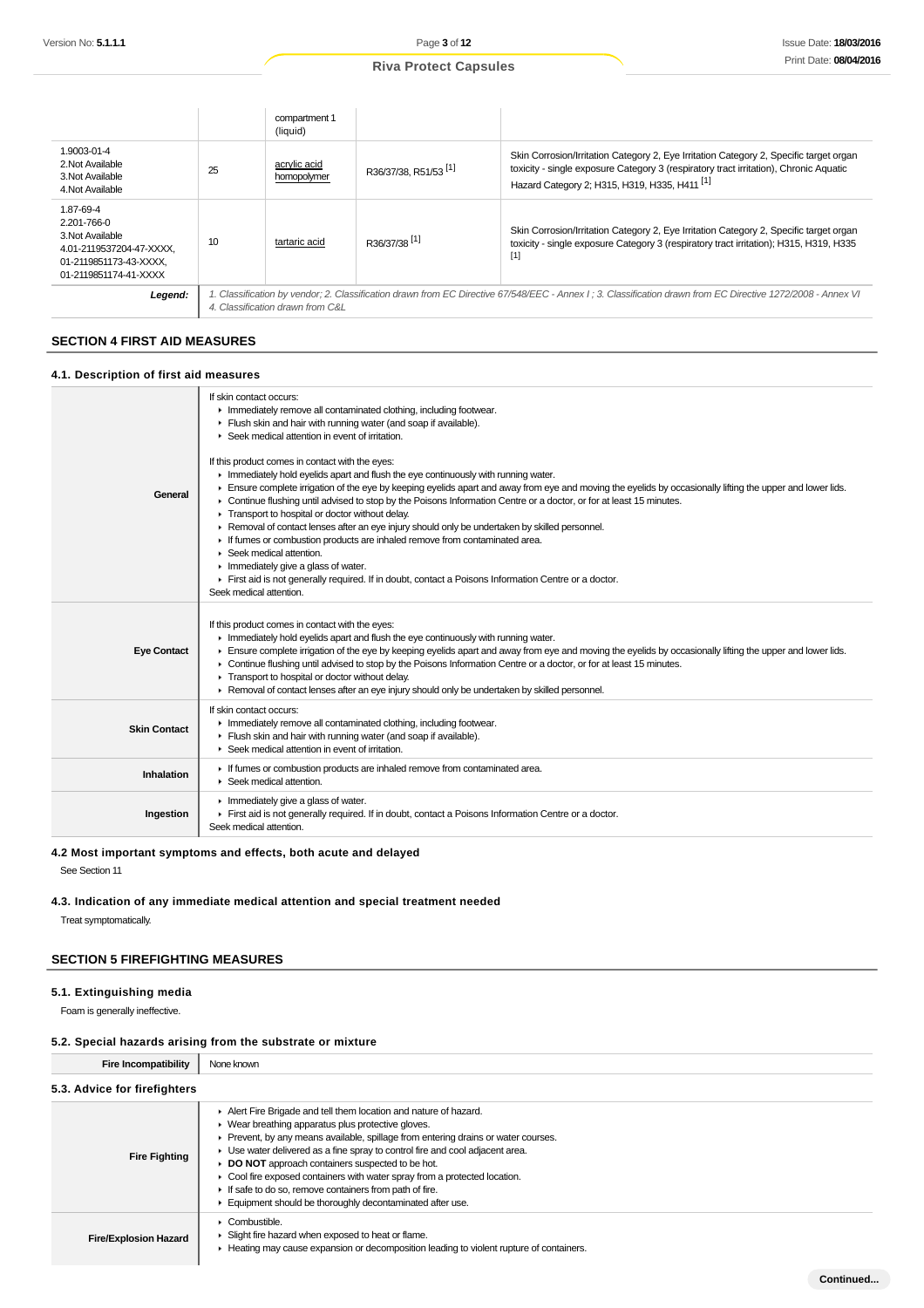| | | compartment 1 (liquid) | | |
|---|---|---|---|---|
| 1.9003-01-4<br>2.Not Available<br>3.Not Available<br>4.Not Available | 25 | acrylic acid homopolymer | R36/37/38, R51/53 [1] | Skin Corrosion/Irritation Category 2, Eye Irritation Category 2, Specific target organ toxicity - single exposure Category 3 (respiratory tract irritation), Chronic Aquatic Hazard Category 2; H315, H319, H335, H411 [1] |
| 1.87-69-4<br>2.201-766-0<br>3.Not Available<br>4.01-2119537204-47-XXXX, 01-2119851173-43-XXXX, 01-2119851174-41-XXXX | 10 | tartaric acid | R36/37/38 [1] | Skin Corrosion/Irritation Category 2, Eye Irritation Category 2, Specific target organ toxicity - single exposure Category 3 (respiratory tract irritation); H315, H319, H335 [1] |
| **Legend:** | *1. Classification by vendor; 2. Classification drawn from EC Directive 67/548/EEC - Annex I ; 3. Classification drawn from EC Directive 1272/2008 - Annex VI 4. Classification drawn from C&L* | | | |

## SECTION 4 FIRST AID MEASURES

### 4.1. Description of first aid measures

| | |
|---|---|
| **General** | If skin contact occurs:<br>▸ Immediately remove all contaminated clothing, including footwear.<br>▸ Flush skin and hair with running water (and soap if available).<br>▸ Seek medical attention in event of irritation.<br><br>If this product comes in contact with the eyes:<br>▸ Immediately hold eyelids apart and flush the eye continuously with running water.<br>▸ Ensure complete irrigation of the eye by keeping eyelids apart and away from eye and moving the eyelids by occasionally lifting the upper and lower lids.<br>▸ Continue flushing until advised to stop by the Poisons Information Centre or a doctor, or for at least 15 minutes.<br>▸ Transport to hospital or doctor without delay.<br>▸ Removal of contact lenses after an eye injury should only be undertaken by skilled personnel.<br>▸ If fumes or combustion products are inhaled remove from contaminated area.<br>▸ Seek medical attention.<br>▸ Immediately give a glass of water.<br>▸ First aid is not generally required. If in doubt, contact a Poisons Information Centre or a doctor.<br>Seek medical attention. |
| **Eye Contact** | If this product comes in contact with the eyes:<br>▸ Immediately hold eyelids apart and flush the eye continuously with running water.<br>▸ Ensure complete irrigation of the eye by keeping eyelids apart and away from eye and moving the eyelids by occasionally lifting the upper and lower lids.<br>▸ Continue flushing until advised to stop by the Poisons Information Centre or a doctor, or for at least 15 minutes.<br>▸ Transport to hospital or doctor without delay.<br>▸ Removal of contact lenses after an eye injury should only be undertaken by skilled personnel. |
| **Skin Contact** | If skin contact occurs:<br>▸ Immediately remove all contaminated clothing, including footwear.<br>▸ Flush skin and hair with running water (and soap if available).<br>▸ Seek medical attention in event of irritation. |
| **Inhalation** | ▸ If fumes or combustion products are inhaled remove from contaminated area.<br>▸ Seek medical attention. |
| **Ingestion** | ▸ Immediately give a glass of water.<br>▸ First aid is not generally required. If in doubt, contact a Poisons Information Centre or a doctor.<br>Seek medical attention. |

### 4.2 Most important symptoms and effects, both acute and delayed

See Section 11

### 4.3. Indication of any immediate medical attention and special treatment needed

Treat symptomatically.

## SECTION 5 FIREFIGHTING MEASURES

### 5.1. Extinguishing media

Foam is generally ineffective.

### 5.2. Special hazards arising from the substrate or mixture

| | |
|---|---|
| **Fire Incompatibility** | None known |

### 5.3. Advice for firefighters

| | |
|---|---|
| **Fire Fighting** | ▸ Alert Fire Brigade and tell them location and nature of hazard.<br>▸ Wear breathing apparatus plus protective gloves.<br>▸ Prevent, by any means available, spillage from entering drains or water courses.<br>▸ Use water delivered as a fine spray to control fire and cool adjacent area.<br>▸ **DO NOT** approach containers suspected to be hot.<br>▸ Cool fire exposed containers with water spray from a protected location.<br>▸ If safe to do so, remove containers from path of fire.<br>▸ Equipment should be thoroughly decontaminated after use. |
| **Fire/Explosion Hazard** | ▸ Combustible.<br>▸ Slight fire hazard when exposed to heat or flame.<br>▸ Heating may cause expansion or decomposition leading to violent rupture of containers. |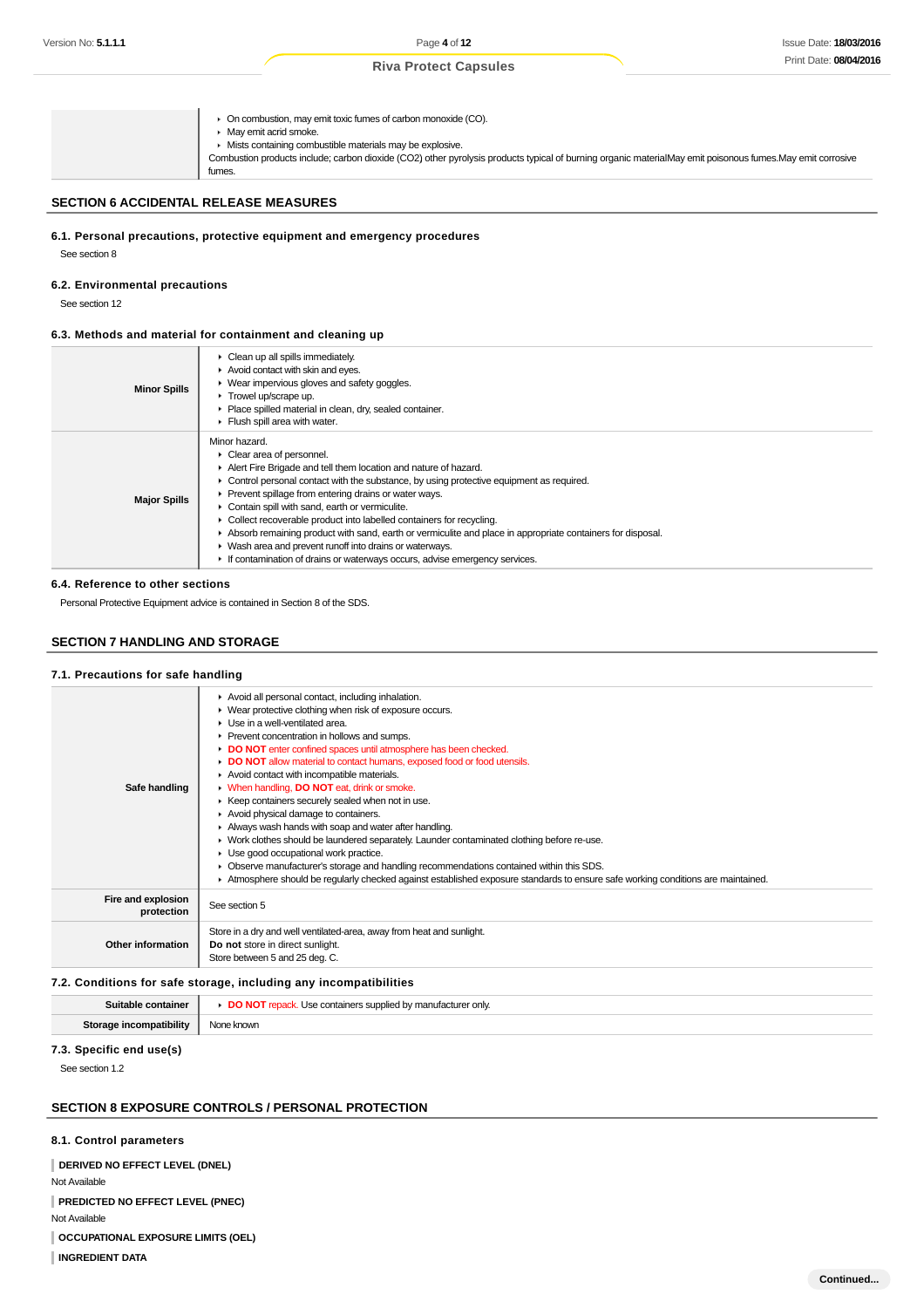| | |
|---|---|
| | On combustion, may emit toxic fumes of carbon monoxide (CO).<br>May emit acrid smoke.<br>Mists containing combustible materials may be explosive.<br>Combustion products include; carbon dioxide ($CO_2$) other pyrolysis products typical of burning organic materialMay emit poisonous fumes.May emit corrosive fumes. |

## SECTION 6 ACCIDENTAL RELEASE MEASURES

### 6.1. Personal precautions, protective equipment and emergency procedures

See section 8

### 6.2. Environmental precautions

See section 12

### 6.3. Methods and material for containment and cleaning up

| | |
|---|---|
| **Minor Spills** | Clean up all spills immediately.<br>Avoid contact with skin and eyes.<br>Wear impervious gloves and safety goggles.<br>Trowel up/scrape up.<br>Place spilled material in clean, dry, sealed container.<br>Flush spill area with water. |
| **Major Spills** | Minor hazard.<br>Clear area of personnel.<br>Alert Fire Brigade and tell them location and nature of hazard.<br>Control personal contact with the substance, by using protective equipment as required.<br>Prevent spillage from entering drains or water ways.<br>Contain spill with sand, earth or vermiculite.<br>Collect recoverable product into labelled containers for recycling.<br>Absorb remaining product with sand, earth or vermiculite and place in appropriate containers for disposal.<br>Wash area and prevent runoff into drains or waterways.<br>If contamination of drains or waterways occurs, advise emergency services. |

### 6.4. Reference to other sections

Personal Protective Equipment advice is contained in Section 8 of the SDS.

## SECTION 7 HANDLING AND STORAGE

### 7.1. Precautions for safe handling

| | |
|---|---|
| **Safe handling** | Avoid all personal contact, including inhalation.<br>Wear protective clothing when risk of exposure occurs.<br>Use in a well-ventilated area.<br>Prevent concentration in hollows and sumps.<br>**DO NOT** enter confined spaces until atmosphere has been checked.<br>**DO NOT** allow material to contact humans, exposed food or food utensils.<br>Avoid contact with incompatible materials.<br>When handling, **DO NOT** eat, drink or smoke.<br>Keep containers securely sealed when not in use.<br>Avoid physical damage to containers.<br>Always wash hands with soap and water after handling.<br>Work clothes should be laundered separately. Launder contaminated clothing before re-use.<br>Use good occupational work practice.<br>Observe manufacturer's storage and handling recommendations contained within this SDS.<br>Atmosphere should be regularly checked against established exposure standards to ensure safe working conditions are maintained. |
| **Fire and explosion protection** | See section 5 |
| **Other information** | Store in a dry and well ventilated-area, away from heat and sunlight.<br>**Do not** store in direct sunlight.<br>Store between 5 and 25 deg. C. |

### 7.2. Conditions for safe storage, including any incompatibilities

| | |
|---|---|
| **Suitable container** | **DO NOT** repack. Use containers supplied by manufacturer only. |
| **Storage incompatibility** | None known |

### 7.3. Specific end use(s)

See section 1.2

## SECTION 8 EXPOSURE CONTROLS / PERSONAL PROTECTION

### 8.1. Control parameters

**DERIVED NO EFFECT LEVEL (DNEL)**

Not Available

**PREDICTED NO EFFECT LEVEL (PNEC)**

Not Available

**OCCUPATIONAL EXPOSURE LIMITS (OEL)**

**INGREDIENT DATA**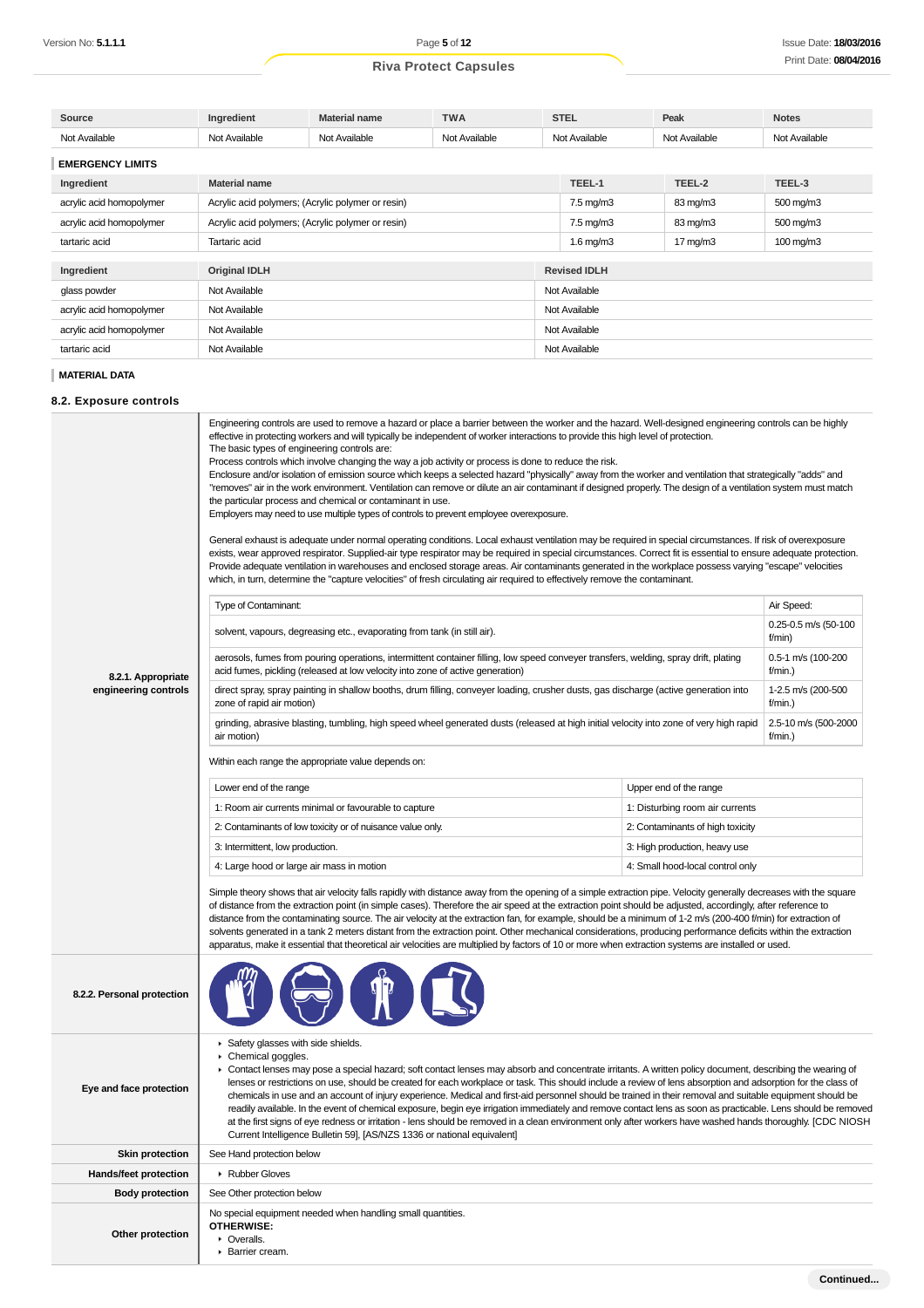| Source | Ingredient | Material name | TWA | STEL | Peak | Notes |
|---|---|---|---|---|---|---|
| Not Available | Not Available | Not Available | Not Available | Not Available | Not Available | Not Available |

### EMERGENCY LIMITS

| Ingredient | Material name | TEEL-1 | TEEL-2 | TEEL-3 |
|---|---|---|---|---|
| acrylic acid homopolymer | Acrylic acid polymers; (Acrylic polymer or resin) | 7.5 mg/m3 | 83 mg/m3 | 500 mg/m3 |
| acrylic acid homopolymer | Acrylic acid polymers; (Acrylic polymer or resin) | 7.5 mg/m3 | 83 mg/m3 | 500 mg/m3 |
| tartaric acid | Tartaric acid | 1.6 mg/m3 | 17 mg/m3 | 100 mg/m3 |

| Ingredient | Original IDLH | Revised IDLH |
|---|---|---|
| glass powder | Not Available | Not Available |
| acrylic acid homopolymer | Not Available | Not Available |
| acrylic acid homopolymer | Not Available | Not Available |
| tartaric acid | Not Available | Not Available |

### MATERIAL DATA

## 8.2. Exposure controls

**8.2.1. Appropriate engineering controls**

Engineering controls are used to remove a hazard or place a barrier between the worker and the hazard. Well-designed engineering controls can be highly effective in protecting workers and will typically be independent of worker interactions to provide this high level of protection.
The basic types of engineering controls are:
Process controls which involve changing the way a job activity or process is done to reduce the risk.
Enclosure and/or isolation of emission source which keeps a selected hazard "physically" away from the worker and ventilation that strategically "adds" and "removes" air in the work environment. Ventilation can remove or dilute an air contaminant if designed properly. The design of a ventilation system must match the particular process and chemical or contaminant in use.
Employers may need to use multiple types of controls to prevent employee overexposure.

General exhaust is adequate under normal operating conditions. Local exhaust ventilation may be required in special circumstances. If risk of overexposure exists, wear approved respirator. Supplied-air type respirator may be required in special circumstances. Correct fit is essential to ensure adequate protection. Provide adequate ventilation in warehouses and enclosed storage areas. Air contaminants generated in the workplace possess varying "escape" velocities which, in turn, determine the "capture velocities" of fresh circulating air required to effectively remove the contaminant.

| Type of Contaminant: | Air Speed: |
|---|---|
| solvent, vapours, degreasing etc., evaporating from tank (in still air). | 0.25-0.5 m/s (50-100 f/min) |
| aerosols, fumes from pouring operations, intermittent container filling, low speed conveyer transfers, welding, spray drift, plating acid fumes, pickling (released at low velocity into zone of active generation) | 0.5-1 m/s (100-200 f/min.) |
| direct spray, spray painting in shallow booths, drum filling, conveyer loading, crusher dusts, gas discharge (active generation into zone of rapid air motion) | 1-2.5 m/s (200-500 f/min.) |
| grinding, abrasive blasting, tumbling, high speed wheel generated dusts (released at high initial velocity into zone of very high rapid air motion) | 2.5-10 m/s (500-2000 f/min.) |

Within each range the appropriate value depends on:

| Lower end of the range | Upper end of the range |
|---|---|
| 1: Room air currents minimal or favourable to capture | 1: Disturbing room air currents |
| 2: Contaminants of low toxicity or of nuisance value only. | 2: Contaminants of high toxicity |
| 3: Intermittent, low production. | 3: High production, heavy use |
| 4: Large hood or large air mass in motion | 4: Small hood-local control only |

Simple theory shows that air velocity falls rapidly with distance away from the opening of a simple extraction pipe. Velocity generally decreases with the square of distance from the extraction point (in simple cases). Therefore the air speed at the extraction point should be adjusted, accordingly, after reference to distance from the contaminating source. The air velocity at the extraction fan, for example, should be a minimum of 1-2 m/s (200-400 f/min) for extraction of solvents generated in a tank 2 meters distant from the extraction point. Other mechanical considerations, producing performance deficits within the extraction apparatus, make it essential that theoretical air velocities are multiplied by factors of 10 or more when extraction systems are installed or used.

**8.2.2. Personal protection**

**Eye and face protection**

- Safety glasses with side shields.
- Chemical goggles.
- Contact lenses may pose a special hazard; soft contact lenses may absorb and concentrate irritants. A written policy document, describing the wearing of lenses or restrictions on use, should be created for each workplace or task. This should include a review of lens absorption and adsorption for the class of chemicals in use and an account of injury experience. Medical and first-aid personnel should be trained in their removal and suitable equipment should be readily available. In the event of chemical exposure, begin eye irrigation immediately and remove contact lens as soon as practicable. Lens should be removed at the first signs of eye redness or irritation - lens should be removed in a clean environment only after workers have washed hands thoroughly. [CDC NIOSH Current Intelligence Bulletin 59], [AS/NZS 1336 or national equivalent]

**Skin protection**

See Hand protection below

**Hands/feet protection**

- Rubber Gloves

**Body protection**

See Other protection below

**Other protection**

No special equipment needed when handling small quantities.
**OTHERWISE:**
- Overalls.
- Barrier cream.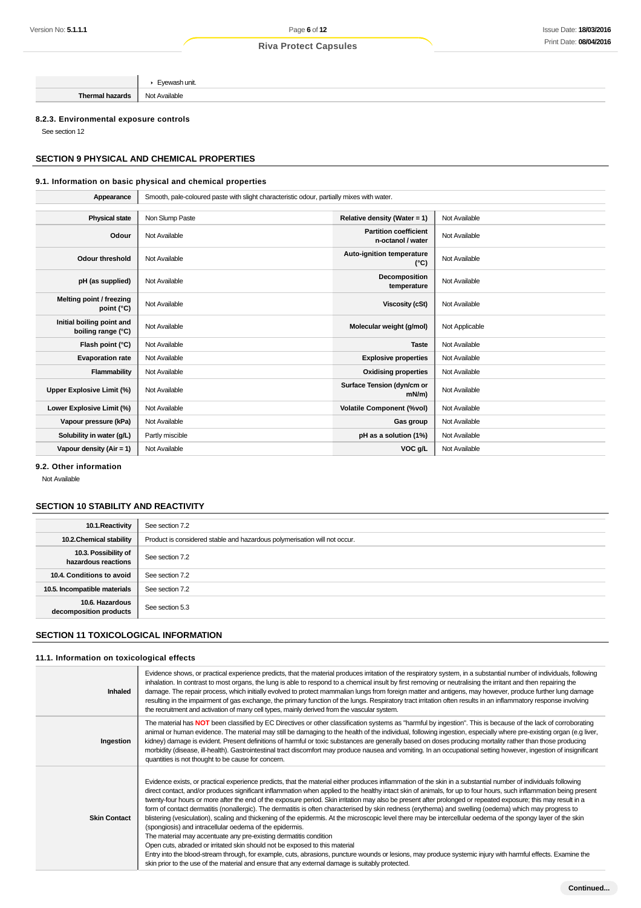|  | ▸ Eyewash unit. |
| --- | --- |
| **Thermal hazards** | Not Available |

### 8.2.3. Environmental exposure controls

See section 12

## SECTION 9 PHYSICAL AND CHEMICAL PROPERTIES

### 9.1. Information on basic physical and chemical properties

| **Appearance** | Smooth, pale-coloured paste with slight characteristic odour, partially mixes with water. |
| --- | --- |

| **Physical state** | Non Slump Paste | **Relative density (Water = 1)** | Not Available |
| --- | --- | --- | --- |
| **Odour** | Not Available | **Partition coefficient n-octanol / water** | Not Available |
| **Odour threshold** | Not Available | **Auto-ignition temperature (°C)** | Not Available |
| **pH (as supplied)** | Not Available | **Decomposition temperature** | Not Available |
| **Melting point / freezing point (°C)** | Not Available | **Viscosity (cSt)** | Not Available |
| **Initial boiling point and boiling range (°C)** | Not Available | **Molecular weight (g/mol)** | Not Applicable |
| **Flash point (°C)** | Not Available | **Taste** | Not Available |
| **Evaporation rate** | Not Available | **Explosive properties** | Not Available |
| **Flammability** | Not Available | **Oxidising properties** | Not Available |
| **Upper Explosive Limit (%)** | Not Available | **Surface Tension (dyn/cm or mN/m)** | Not Available |
| **Lower Explosive Limit (%)** | Not Available | **Volatile Component (%vol)** | Not Available |
| **Vapour pressure (kPa)** | Not Available | **Gas group** | Not Available |
| **Solubility in water (g/L)** | Partly miscible | **pH as a solution (1%)** | Not Available |
| **Vapour density (Air = 1)** | Not Available | **VOC g/L** | Not Available |

### 9.2. Other information

Not Available

## SECTION 10 STABILITY AND REACTIVITY

| **10.1.Reactivity** | See section 7.2 |
| --- | --- |
| **10.2.Chemical stability** | Product is considered stable and hazardous polymerisation will not occur. |
| **10.3. Possibility of hazardous reactions** | See section 7.2 |
| **10.4. Conditions to avoid** | See section 7.2 |
| **10.5. Incompatible materials** | See section 7.2 |
| **10.6. Hazardous decomposition products** | See section 5.3 |

## SECTION 11 TOXICOLOGICAL INFORMATION

### 11.1. Information on toxicological effects

| | |
| --- | --- |
| **Inhaled** | Evidence shows, or practical experience predicts, that the material produces irritation of the respiratory system, in a substantial number of individuals, following inhalation. In contrast to most organs, the lung is able to respond to a chemical insult by first removing or neutralising the irritant and then repairing the damage. The repair process, which initially evolved to protect mammalian lungs from foreign matter and antigens, may however, produce further lung damage resulting in the impairment of gas exchange, the primary function of the lungs. Respiratory tract irritation often results in an inflammatory response involving the recruitment and activation of many cell types, mainly derived from the vascular system. |
| **Ingestion** | The material has **NOT** been classified by EC Directives or other classification systems as "harmful by ingestion". This is because of the lack of corroborating animal or human evidence. The material may still be damaging to the health of the individual, following ingestion, especially where pre-existing organ (e.g liver, kidney) damage is evident. Present definitions of harmful or toxic substances are generally based on doses producing mortality rather than those producing morbidity (disease, ill-health). Gastrointestinal tract discomfort may produce nausea and vomiting. In an occupational setting however, ingestion of insignificant quantities is not thought to be cause for concern. |
| **Skin Contact** | Evidence exists, or practical experience predicts, that the material either produces inflammation of the skin in a substantial number of individuals following direct contact, and/or produces significant inflammation when applied to the healthy intact skin of animals, for up to four hours, such inflammation being present twenty-four hours or more after the end of the exposure period. Skin irritation may also be present after prolonged or repeated exposure; this may result in a form of contact dermatitis (nonallergic). The dermatitis is often characterised by skin redness (erythema) and swelling (oedema) which may progress to blistering (vesiculation), scaling and thickening of the epidermis. At the microscopic level there may be intercellular oedema of the spongy layer of the skin (spongiosis) and intracellular oedema of the epidermis.<br>The material may accentuate any pre-existing dermatitis condition<br>Open cuts, abraded or irritated skin should not be exposed to this material<br>Entry into the blood-stream through, for example, cuts, abrasions, puncture wounds or lesions, may produce systemic injury with harmful effects. Examine the skin prior to the use of the material and ensure that any external damage is suitably protected. |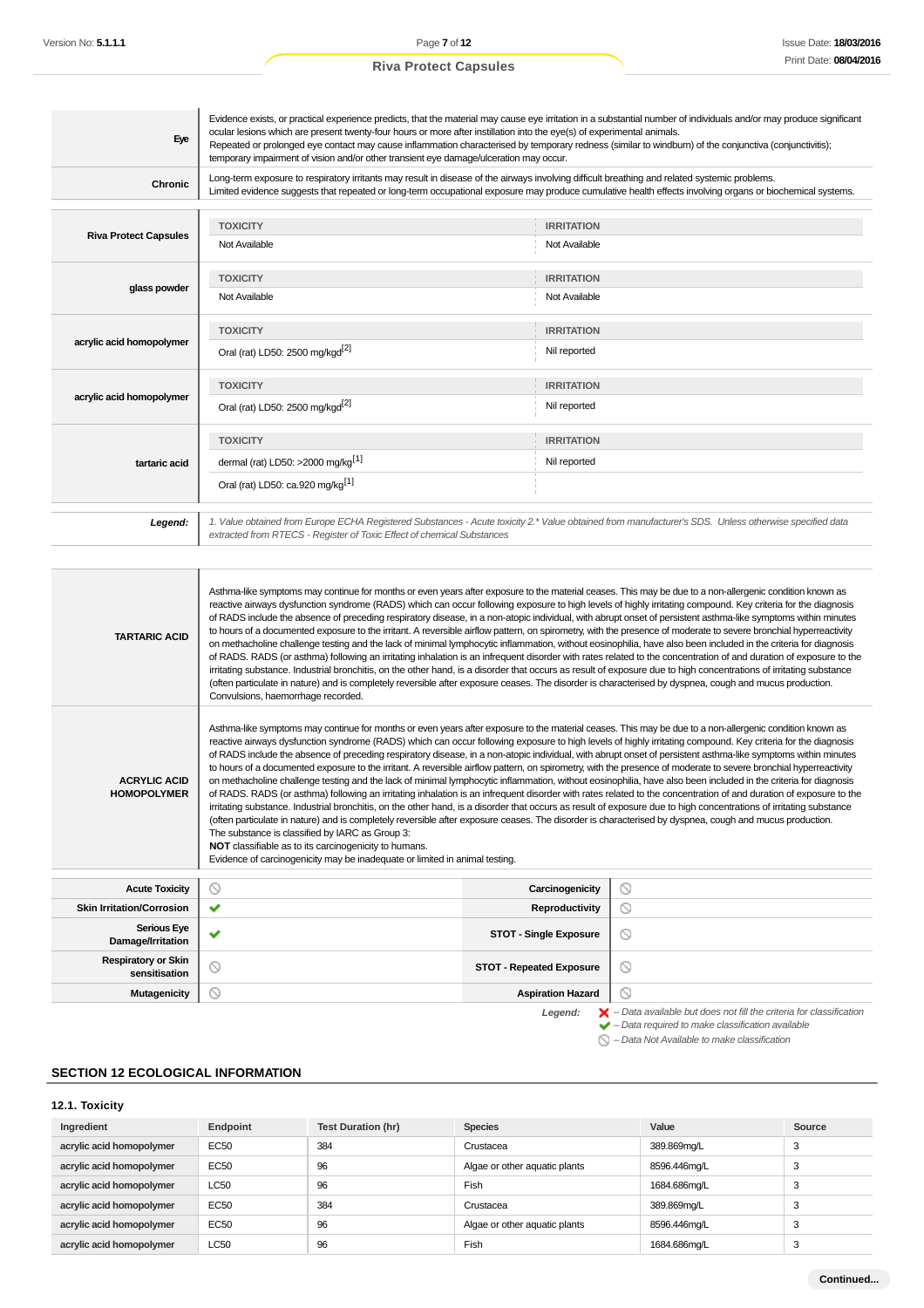| | |
|---|---|
| **Eye** | Evidence exists, or practical experience predicts, that the material may cause eye irritation in a substantial number of individuals and/or may produce significant ocular lesions which are present twenty-four hours or more after instillation into the eye(s) of experimental animals.<br>Repeated or prolonged eye contact may cause inflammation characterised by temporary redness (similar to windburn) of the conjunctiva (conjunctivitis); temporary impairment of vision and/or other transient eye damage/ulceration may occur. |
| **Chronic** | Long-term exposure to respiratory irritants may result in disease of the airways involving difficult breathing and related systemic problems.<br>Limited evidence suggests that repeated or long-term occupational exposure may produce cumulative health effects involving organs or biochemical systems. |

| | TOXICITY | IRRITATION |
|---|---|---|
| **Riva Protect Capsules** | Not Available | Not Available |
| **glass powder** | Not Available | Not Available |
| **acrylic acid homopolymer** | Oral (rat) LD50: 2500 mg/kgd[2] | Nil reported |
| **acrylic acid homopolymer** | Oral (rat) LD50: 2500 mg/kgd[2] | Nil reported |
| **tartaric acid** | dermal (rat) LD50: >2000 mg/kg[1]<br>Oral (rat) LD50: ca.920 mg/kg[1] | Nil reported |

***Legend:*** *1. Value obtained from Europe ECHA Registered Substances - Acute toxicity 2.* Value obtained from manufacturer's SDS. Unless otherwise specified data extracted from RTECS - Register of Toxic Effect of chemical Substances*

| | |
|---|---|
| **TARTARIC ACID** | Asthma-like symptoms may continue for months or even years after exposure to the material ceases. This may be due to a non-allergenic condition known as reactive airways dysfunction syndrome (RADS) which can occur following exposure to high levels of highly irritating compound. Key criteria for the diagnosis of RADS include the absence of preceding respiratory disease, in a non-atopic individual, with abrupt onset of persistent asthma-like symptoms within minutes to hours of a documented exposure to the irritant. A reversible airflow pattern, on spirometry, with the presence of moderate to severe bronchial hyperreactivity on methacholine challenge testing and the lack of minimal lymphocytic inflammation, without eosinophilia, have also been included in the criteria for diagnosis of RADS. RADS (or asthma) following an irritating inhalation is an infrequent disorder with rates related to the concentration of and duration of exposure to the irritating substance. Industrial bronchitis, on the other hand, is a disorder that occurs as result of exposure due to high concentrations of irritating substance (often particulate in nature) and is completely reversible after exposure ceases. The disorder is characterised by dyspnea, cough and mucus production.<br>Convulsions, haemorrhage recorded. |
| **ACRYLIC ACID HOMOPOLYMER** | Asthma-like symptoms may continue for months or even years after exposure to the material ceases. This may be due to a non-allergenic condition known as reactive airways dysfunction syndrome (RADS) which can occur following exposure to high levels of highly irritating compound. Key criteria for the diagnosis of RADS include the absence of preceding respiratory disease, in a non-atopic individual, with abrupt onset of persistent asthma-like symptoms within minutes to hours of a documented exposure to the irritant. A reversible airflow pattern, on spirometry, with the presence of moderate to severe bronchial hyperreactivity on methacholine challenge testing and the lack of minimal lymphocytic inflammation, without eosinophilia, have also been included in the criteria for diagnosis of RADS. RADS (or asthma) following an irritating inhalation is an infrequent disorder with rates related to the concentration of and duration of exposure to the irritating substance. Industrial bronchitis, on the other hand, is a disorder that occurs as result of exposure due to high concentrations of irritating substance (often particulate in nature) and is completely reversible after exposure ceases. The disorder is characterised by dyspnea, cough and mucus production.<br>The substance is classified by IARC as Group 3:<br>**NOT** classifiable as to its carcinogenicity to humans.<br>Evidence of carcinogenicity may be inadequate or limited in animal testing. |

| | | | |
|---|---|---|---|
| **Acute Toxicity** | ⃠ | **Carcinogenicity** | ⃠ |
| **Skin Irritation/Corrosion** | ✔ | **Reproductivity** | ⃠ |
| **Serious Eye Damage/Irritation** | ✔ | **STOT - Single Exposure** | ⃠ |
| **Respiratory or Skin sensitisation** | ⃠ | **STOT - Repeated Exposure** | ⃠ |
| **Mutagenicity** | ⃠ | **Aspiration Hazard** | ⃠ |

***Legend:***
✘ *– Data available but does not fill the criteria for classification*
✔ *– Data required to make classification available*
⃠ *– Data Not Available to make classification*

## SECTION 12 ECOLOGICAL INFORMATION

### 12.1. Toxicity

| Ingredient | Endpoint | Test Duration (hr) | Species | Value | Source |
|---|---|---|---|---|---|
| acrylic acid homopolymer | EC50 | 384 | Crustacea | 389.869mg/L | 3 |
| acrylic acid homopolymer | EC50 | 96 | Algae or other aquatic plants | 8596.446mg/L | 3 |
| acrylic acid homopolymer | LC50 | 96 | Fish | 1684.686mg/L | 3 |
| acrylic acid homopolymer | EC50 | 384 | Crustacea | 389.869mg/L | 3 |
| acrylic acid homopolymer | EC50 | 96 | Algae or other aquatic plants | 8596.446mg/L | 3 |
| acrylic acid homopolymer | LC50 | 96 | Fish | 1684.686mg/L | 3 |

**Continued...**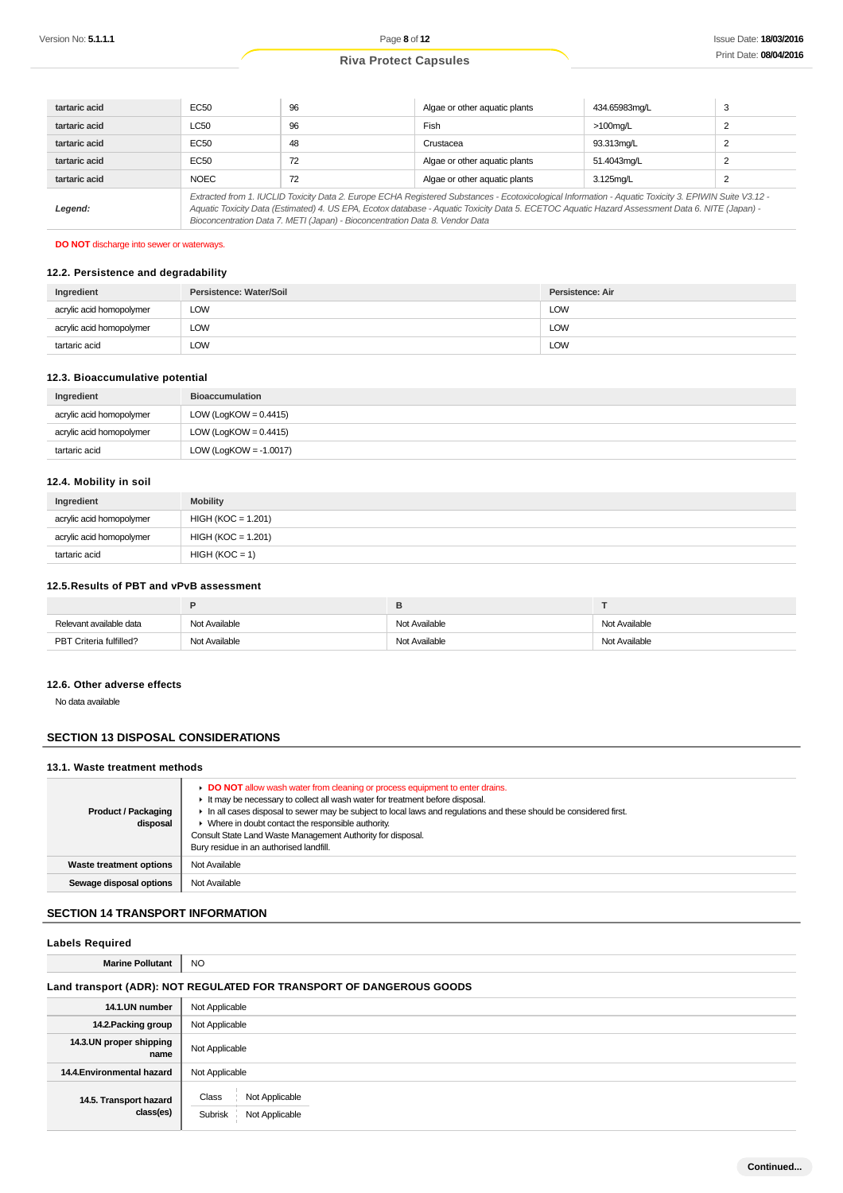| | | | | | |
|---|---|---|---|---|---|
| **tartaric acid** | EC50 | 96 | Algae or other aquatic plants | 434.65983mg/L | 3 |
| **tartaric acid** | LC50 | 96 | Fish | >100mg/L | 2 |
| **tartaric acid** | EC50 | 48 | Crustacea | 93.313mg/L | 2 |
| **tartaric acid** | EC50 | 72 | Algae or other aquatic plants | 51.4043mg/L | 2 |
| **tartaric acid** | NOEC | 72 | Algae or other aquatic plants | 3.125mg/L | 2 |
| ***Legend:*** | *Extracted from 1. IUCLID Toxicity Data 2. Europe ECHA Registered Substances - Ecotoxicological Information - Aquatic Toxicity 3. EPIWIN Suite V3.12 - Aquatic Toxicity Data (Estimated) 4. US EPA, Ecotox database - Aquatic Toxicity Data 5. ECETOC Aquatic Hazard Assessment Data 6. NITE (Japan) - Bioconcentration Data 7. METI (Japan) - Bioconcentration Data 8. Vendor Data* | | | | |

**DO NOT** discharge into sewer or waterways.

### 12.2. Persistence and degradability

| Ingredient | Persistence: Water/Soil | Persistence: Air |
|---|---|---|
| acrylic acid homopolymer | LOW | LOW |
| acrylic acid homopolymer | LOW | LOW |
| tartaric acid | LOW | LOW |

### 12.3. Bioaccumulative potential

| Ingredient | Bioaccumulation |
|---|---|
| acrylic acid homopolymer | LOW (LogKOW = 0.4415) |
| acrylic acid homopolymer | LOW (LogKOW = 0.4415) |
| tartaric acid | LOW (LogKOW = -1.0017) |

### 12.4. Mobility in soil

| Ingredient | Mobility |
|---|---|
| acrylic acid homopolymer | HIGH (KOC = 1.201) |
| acrylic acid homopolymer | HIGH (KOC = 1.201) |
| tartaric acid | HIGH (KOC = 1) |

### 12.5.Results of PBT and vPvB assessment

| | P | B | T |
|---|---|---|---|
| Relevant available data | Not Available | Not Available | Not Available |
| PBT Criteria fulfilled? | Not Available | Not Available | Not Available |

### 12.6. Other adverse effects

No data available

## SECTION 13 DISPOSAL CONSIDERATIONS

### 13.1. Waste treatment methods

| | |
|---|---|
| **Product / Packaging disposal** | ▸ **DO NOT** allow wash water from cleaning or process equipment to enter drains.<br>▸ It may be necessary to collect all wash water for treatment before disposal.<br>▸ In all cases disposal to sewer may be subject to local laws and regulations and these should be considered first.<br>▸ Where in doubt contact the responsible authority.<br>Consult State Land Waste Management Authority for disposal.<br>Bury residue in an authorised landfill. |
| **Waste treatment options** | Not Available |
| **Sewage disposal options** | Not Available |

## SECTION 14 TRANSPORT INFORMATION

### Labels Required

| | |
|---|---|
| **Marine Pollutant** | NO |

### Land transport (ADR): NOT REGULATED FOR TRANSPORT OF DANGEROUS GOODS

| | |
|---|---|
| **14.1.UN number** | Not Applicable |
| **14.2.Packing group** | Not Applicable |
| **14.3.UN proper shipping name** | Not Applicable |
| **14.4.Environmental hazard** | Not Applicable |
| **14.5. Transport hazard class(es)** | Class: Not Applicable<br>Subrisk: Not Applicable |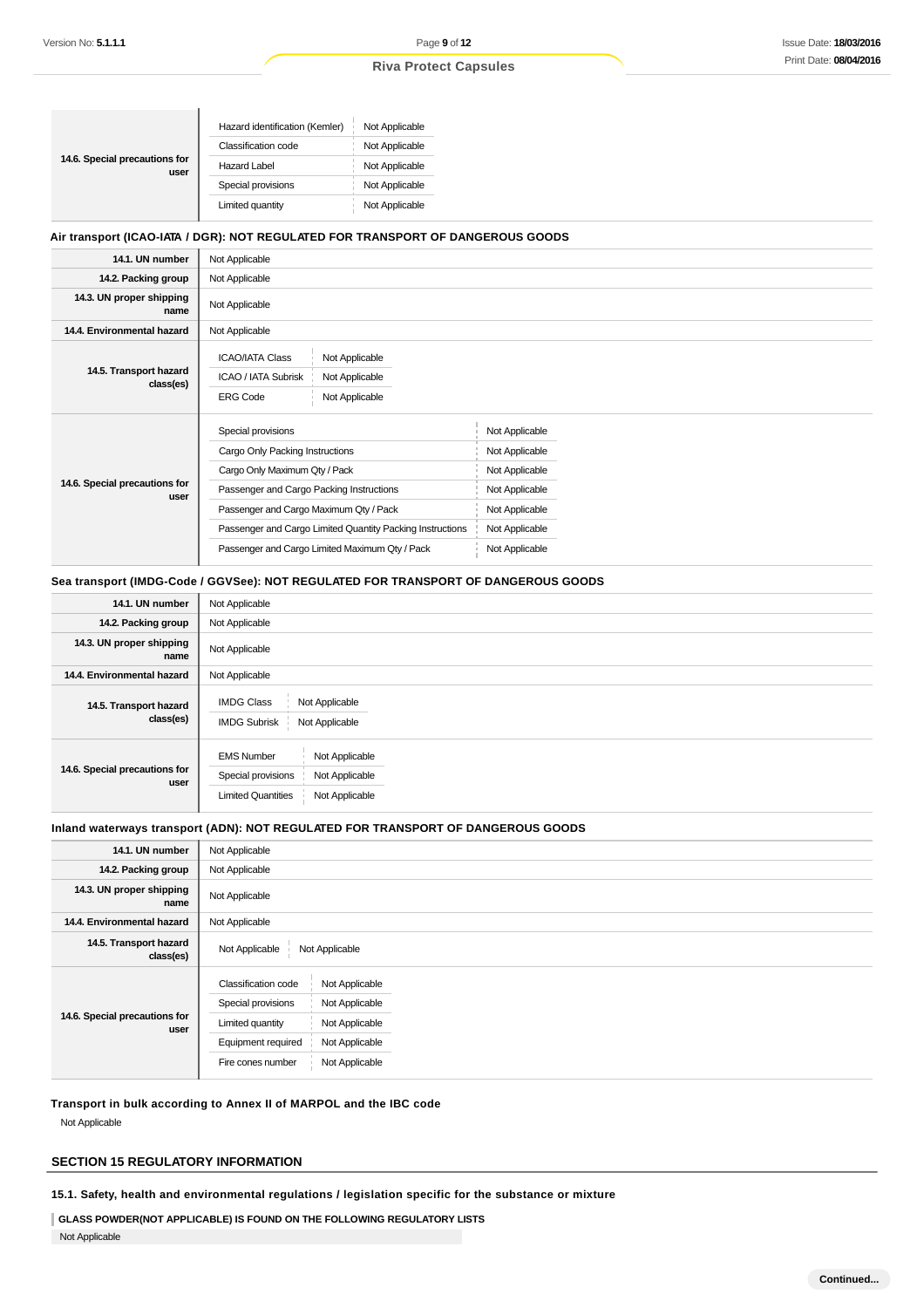| | | |
|---|---|---|
| 14.6. Special precautions for user | Hazard identification (Kemler) | Not Applicable |
| | Classification code | Not Applicable |
| | Hazard Label | Not Applicable |
| | Special provisions | Not Applicable |
| | Limited quantity | Not Applicable |

### Air transport (ICAO-IATA / DGR): NOT REGULATED FOR TRANSPORT OF DANGEROUS GOODS

| | | |
|---|---|---|
| 14.1. UN number | Not Applicable | |
| 14.2. Packing group | Not Applicable | |
| 14.3. UN proper shipping name | Not Applicable | |
| 14.4. Environmental hazard | Not Applicable | |
| 14.5. Transport hazard class(es) | ICAO/IATA Class | Not Applicable |
| | ICAO / IATA Subrisk | Not Applicable |
| | ERG Code | Not Applicable |
| 14.6. Special precautions for user | Special provisions | Not Applicable |
| | Cargo Only Packing Instructions | Not Applicable |
| | Cargo Only Maximum Qty / Pack | Not Applicable |
| | Passenger and Cargo Packing Instructions | Not Applicable |
| | Passenger and Cargo Maximum Qty / Pack | Not Applicable |
| | Passenger and Cargo Limited Quantity Packing Instructions | Not Applicable |
| | Passenger and Cargo Limited Maximum Qty / Pack | Not Applicable |

### Sea transport (IMDG-Code / GGVSee): NOT REGULATED FOR TRANSPORT OF DANGEROUS GOODS

| | | |
|---|---|---|
| 14.1. UN number | Not Applicable | |
| 14.2. Packing group | Not Applicable | |
| 14.3. UN proper shipping name | Not Applicable | |
| 14.4. Environmental hazard | Not Applicable | |
| 14.5. Transport hazard class(es) | IMDG Class | Not Applicable |
| | IMDG Subrisk | Not Applicable |
| 14.6. Special precautions for user | EMS Number | Not Applicable |
| | Special provisions | Not Applicable |
| | Limited Quantities | Not Applicable |

### Inland waterways transport (ADN): NOT REGULATED FOR TRANSPORT OF DANGEROUS GOODS

| | | |
|---|---|---|
| 14.1. UN number | Not Applicable | |
| 14.2. Packing group | Not Applicable | |
| 14.3. UN proper shipping name | Not Applicable | |
| 14.4. Environmental hazard | Not Applicable | |
| 14.5. Transport hazard class(es) | Not Applicable | Not Applicable |
| 14.6. Special precautions for user | Classification code | Not Applicable |
| | Special provisions | Not Applicable |
| | Limited quantity | Not Applicable |
| | Equipment required | Not Applicable |
| | Fire cones number | Not Applicable |

### Transport in bulk according to Annex II of MARPOL and the IBC code

Not Applicable

## SECTION 15 REGULATORY INFORMATION

### 15.1. Safety, health and environmental regulations / legislation specific for the substance or mixture

**GLASS POWDER(NOT APPLICABLE) IS FOUND ON THE FOLLOWING REGULATORY LISTS**

Not Applicable

Continued...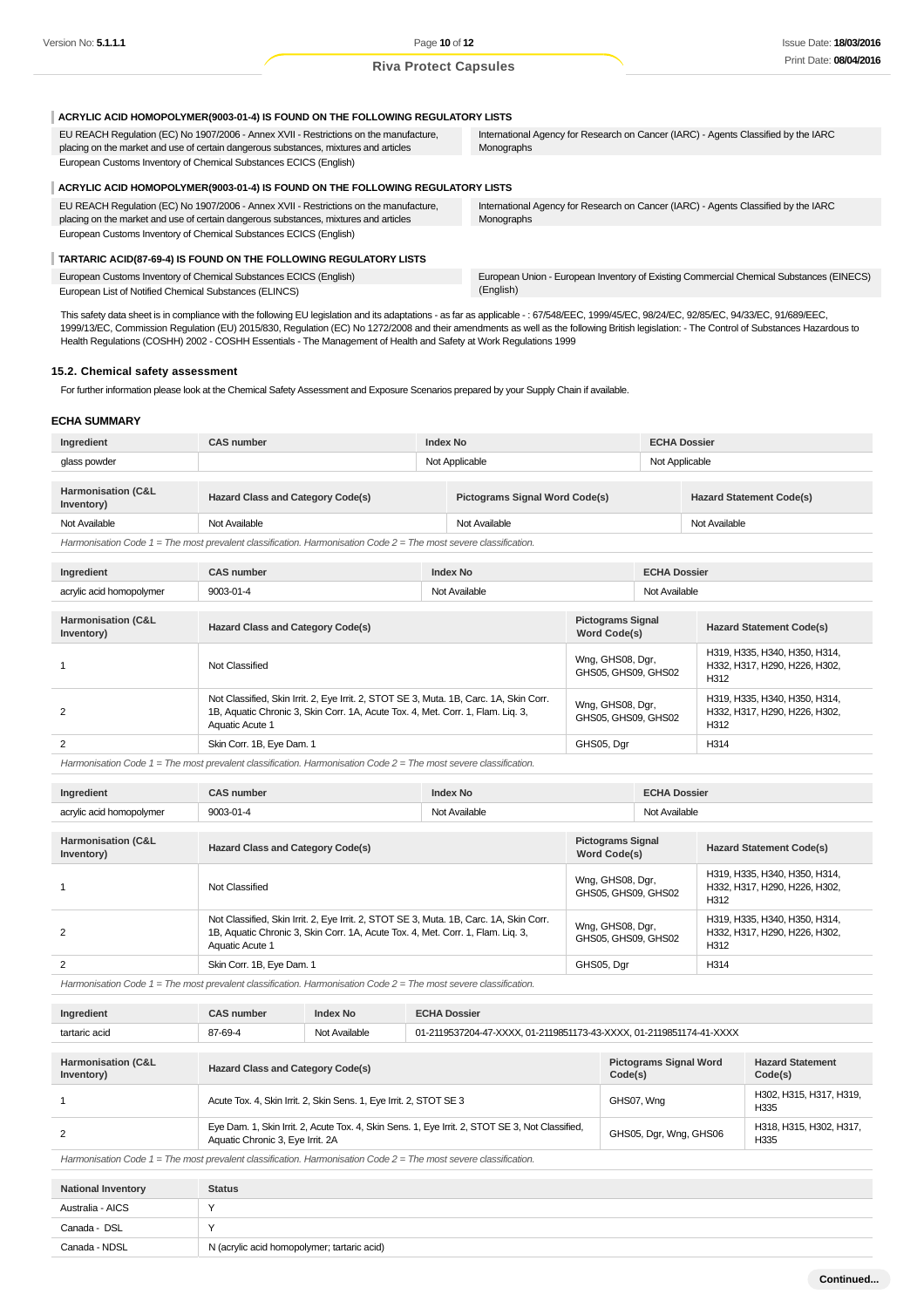### ACRYLIC ACID HOMOPOLYMER(9003-01-4) IS FOUND ON THE FOLLOWING REGULATORY LISTS

| | |
|---|---|
| EU REACH Regulation (EC) No 1907/2006 - Annex XVII - Restrictions on the manufacture, placing on the market and use of certain dangerous substances, mixtures and articles | International Agency for Research on Cancer (IARC) - Agents Classified by the IARC Monographs |
| European Customs Inventory of Chemical Substances ECICS (English) | |

### ACRYLIC ACID HOMOPOLYMER(9003-01-4) IS FOUND ON THE FOLLOWING REGULATORY LISTS

| | |
|---|---|
| EU REACH Regulation (EC) No 1907/2006 - Annex XVII - Restrictions on the manufacture, placing on the market and use of certain dangerous substances, mixtures and articles | International Agency for Research on Cancer (IARC) - Agents Classified by the IARC Monographs |
| European Customs Inventory of Chemical Substances ECICS (English) | |

### TARTARIC ACID(87-69-4) IS FOUND ON THE FOLLOWING REGULATORY LISTS

| | |
|---|---|
| European Customs Inventory of Chemical Substances ECICS (English) | European Union - European Inventory of Existing Commercial Chemical Substances (EINECS) (English) |
| European List of Notified Chemical Substances (ELINCS) | |

This safety data sheet is in compliance with the following EU legislation and its adaptations - as far as applicable - : 67/548/EEC, 1999/45/EC, 98/24/EC, 92/85/EC, 94/33/EC, 91/689/EEC, 1999/13/EC, Commission Regulation (EU) 2015/830, Regulation (EC) No 1272/2008 and their amendments as well as the following British legislation: - The Control of Substances Hazardous to Health Regulations (COSHH) 2002 - COSHH Essentials - The Management of Health and Safety at Work Regulations 1999

### 15.2. Chemical safety assessment

For further information please look at the Chemical Safety Assessment and Exposure Scenarios prepared by your Supply Chain if available.

### ECHA SUMMARY

| Ingredient | CAS number | Index No | ECHA Dossier |
|---|---|---|---|
| glass powder | | Not Applicable | Not Applicable |

| Harmonisation (C&L Inventory) | Hazard Class and Category Code(s) | Pictograms Signal Word Code(s) | Hazard Statement Code(s) |
|---|---|---|---|
| Not Available | Not Available | Not Available | Not Available |

*Harmonisation Code 1 = The most prevalent classification. Harmonisation Code 2 = The most severe classification.*

| Ingredient | CAS number | Index No | ECHA Dossier |
|---|---|---|---|
| acrylic acid homopolymer | 9003-01-4 | Not Available | Not Available |

| Harmonisation (C&L Inventory) | Hazard Class and Category Code(s) | Pictograms Signal Word Code(s) | Hazard Statement Code(s) |
|---|---|---|---|
| 1 | Not Classified | Wng, GHS08, Dgr, GHS05, GHS09, GHS02 | H319, H335, H340, H350, H314, H332, H317, H290, H226, H302, H312 |
| 2 | Not Classified, Skin Irrit. 2, Eye Irrit. 2, STOT SE 3, Muta. 1B, Carc. 1A, Skin Corr. 1B, Aquatic Chronic 3, Skin Corr. 1A, Acute Tox. 4, Met. Corr. 1, Flam. Liq. 3, Aquatic Acute 1 | Wng, GHS08, Dgr, GHS05, GHS09, GHS02 | H319, H335, H340, H350, H314, H332, H317, H290, H226, H302, H312 |
| 2 | Skin Corr. 1B, Eye Dam. 1 | GHS05, Dgr | H314 |

*Harmonisation Code 1 = The most prevalent classification. Harmonisation Code 2 = The most severe classification.*

| Ingredient | CAS number | Index No | ECHA Dossier |
|---|---|---|---|
| acrylic acid homopolymer | 9003-01-4 | Not Available | Not Available |

| Harmonisation (C&L Inventory) | Hazard Class and Category Code(s) | Pictograms Signal Word Code(s) | Hazard Statement Code(s) |
|---|---|---|---|
| 1 | Not Classified | Wng, GHS08, Dgr, GHS05, GHS09, GHS02 | H319, H335, H340, H350, H314, H332, H317, H290, H226, H302, H312 |
| 2 | Not Classified, Skin Irrit. 2, Eye Irrit. 2, STOT SE 3, Muta. 1B, Carc. 1A, Skin Corr. 1B, Aquatic Chronic 3, Skin Corr. 1A, Acute Tox. 4, Met. Corr. 1, Flam. Liq. 3, Aquatic Acute 1 | Wng, GHS08, Dgr, GHS05, GHS09, GHS02 | H319, H335, H340, H350, H314, H332, H317, H290, H226, H302, H312 |
| 2 | Skin Corr. 1B, Eye Dam. 1 | GHS05, Dgr | H314 |

*Harmonisation Code 1 = The most prevalent classification. Harmonisation Code 2 = The most severe classification.*

| Ingredient | CAS number | Index No | ECHA Dossier |
|---|---|---|---|
| tartaric acid | 87-69-4 | Not Available | 01-2119537204-47-XXXX, 01-2119851173-43-XXXX, 01-2119851174-41-XXXX |

| Harmonisation (C&L Inventory) | Hazard Class and Category Code(s) | Pictograms Signal Word Code(s) | Hazard Statement Code(s) |
|---|---|---|---|
| 1 | Acute Tox. 4, Skin Irrit. 2, Skin Sens. 1, Eye Irrit. 2, STOT SE 3 | GHS07, Wng | H302, H315, H317, H319, H335 |
| 2 | Eye Dam. 1, Skin Irrit. 2, Acute Tox. 4, Skin Sens. 1, Eye Irrit. 2, STOT SE 3, Not Classified, Aquatic Chronic 3, Eye Irrit. 2A | GHS05, Dgr, Wng, GHS06 | H318, H315, H302, H317, H335 |

*Harmonisation Code 1 = The most prevalent classification. Harmonisation Code 2 = The most severe classification.*

| National Inventory | Status |
|---|---|
| Australia - AICS | Y |
| Canada - DSL | Y |
| Canada - NDSL | N (acrylic acid homopolymer; tartaric acid) |

Continued...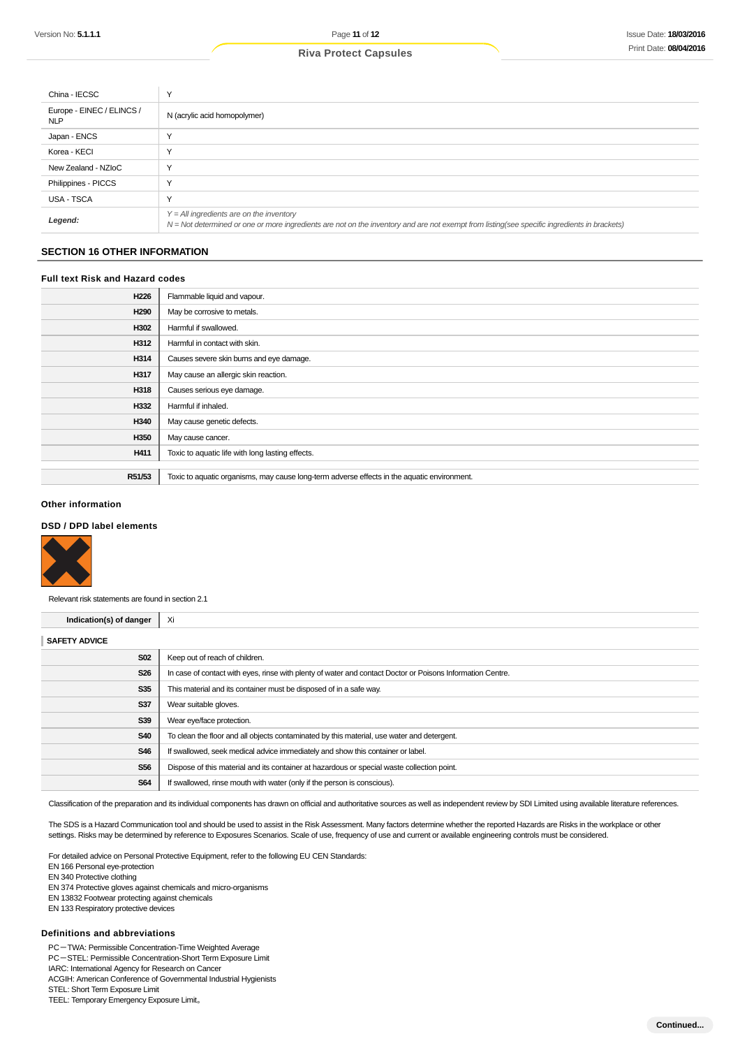| | |
|---|---|
| China - IECSC | Y |
| Europe - EINEC / ELINCS / NLP | N (acrylic acid homopolymer) |
| Japan - ENCS | Y |
| Korea - KECI | Y |
| New Zealand - NZIoC | Y |
| Philippines - PICCS | Y |
| USA - TSCA | Y |
| ***Legend:*** | *Y = All ingredients are on the inventory*<br>*N = Not determined or one or more ingredients are not on the inventory and are not exempt from listing(see specific ingredients in brackets)* |

## SECTION 16 OTHER INFORMATION

### Full text Risk and Hazard codes

| | |
|---|---|
| **H226** | Flammable liquid and vapour. |
| **H290** | May be corrosive to metals. |
| **H302** | Harmful if swallowed. |
| **H312** | Harmful in contact with skin. |
| **H314** | Causes severe skin burns and eye damage. |
| **H317** | May cause an allergic skin reaction. |
| **H318** | Causes serious eye damage. |
| **H332** | Harmful if inhaled. |
| **H340** | May cause genetic defects. |
| **H350** | May cause cancer. |
| **H411** | Toxic to aquatic life with long lasting effects. |
| | |
| **R51/53** | Toxic to aquatic organisms, may cause long-term adverse effects in the aquatic environment. |

### Other information

### DSD / DPD label elements

Relevant risk statements are found in section 2.1

| | |
|---|---|
| **Indication(s) of danger** | Xi |

**SAFETY ADVICE**

| | |
|---|---|
| **S02** | Keep out of reach of children. |
| **S26** | In case of contact with eyes, rinse with plenty of water and contact Doctor or Poisons Information Centre. |
| **S35** | This material and its container must be disposed of in a safe way. |
| **S37** | Wear suitable gloves. |
| **S39** | Wear eye/face protection. |
| **S40** | To clean the floor and all objects contaminated by this material, use water and detergent. |
| **S46** | If swallowed, seek medical advice immediately and show this container or label. |
| **S56** | Dispose of this material and its container at hazardous or special waste collection point. |
| **S64** | If swallowed, rinse mouth with water (only if the person is conscious). |

Classification of the preparation and its individual components has drawn on official and authoritative sources as well as independent review by SDI Limited using available literature references.

The SDS is a Hazard Communication tool and should be used to assist in the Risk Assessment. Many factors determine whether the reported Hazards are Risks in the workplace or other settings. Risks may be determined by reference to Exposures Scenarios. Scale of use, frequency of use and current or available engineering controls must be considered.

For detailed advice on Personal Protective Equipment, refer to the following EU CEN Standards:
EN 166 Personal eye-protection
EN 340 Protective clothing
EN 374 Protective gloves against chemicals and micro-organisms
EN 13832 Footwear protecting against chemicals
EN 133 Respiratory protective devices

### Definitions and abbreviations

PC－TWA: Permissible Concentration-Time Weighted Average
PC－STEL: Permissible Concentration-Short Term Exposure Limit
IARC: International Agency for Research on Cancer
ACGIH: American Conference of Governmental Industrial Hygienists
STEL: Short Term Exposure Limit
TEEL: Temporary Emergency Exposure Limit。

**Continued...**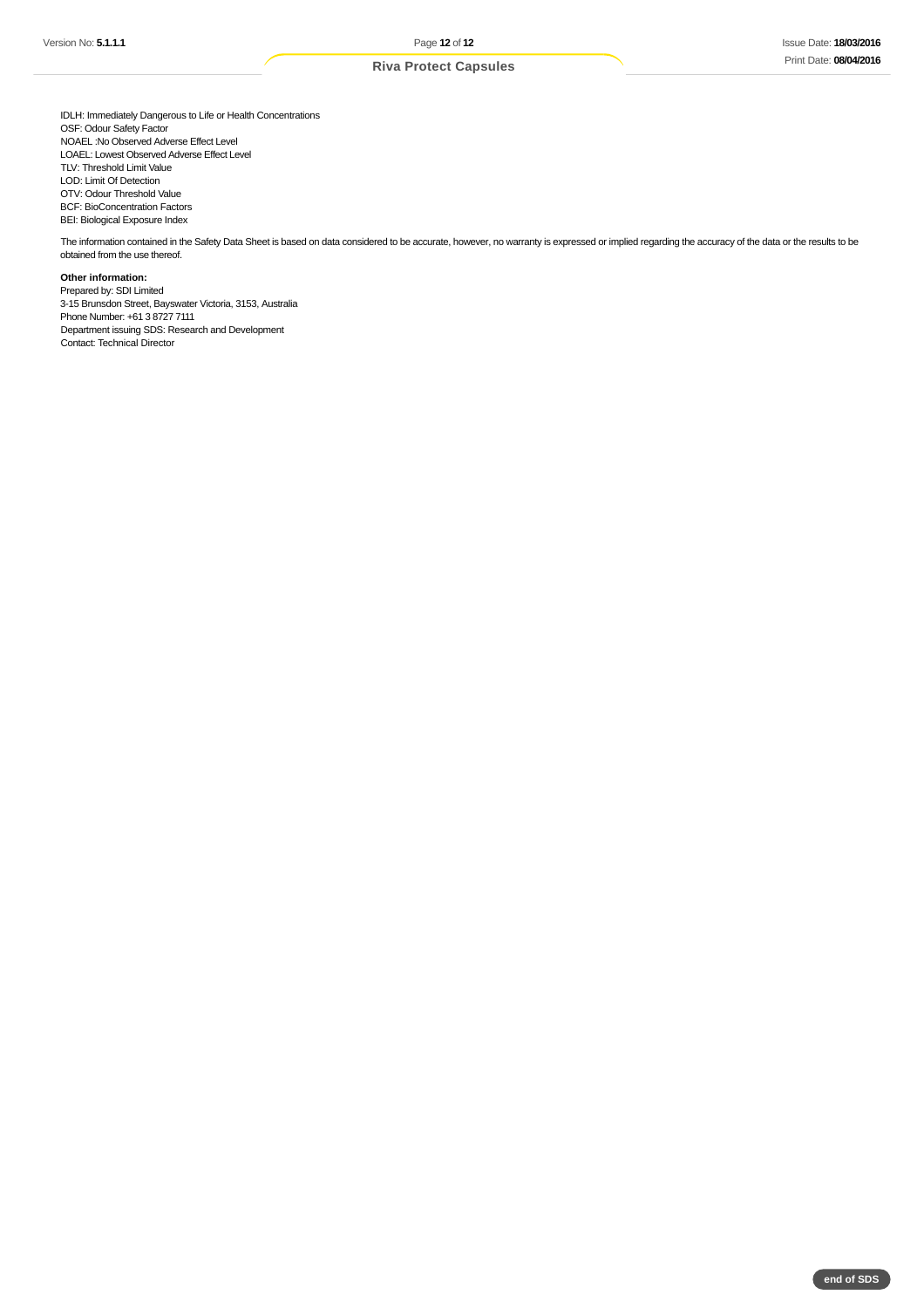IDLH: Immediately Dangerous to Life or Health Concentrations
OSF: Odour Safety Factor
NOAEL :No Observed Adverse Effect Level
LOAEL: Lowest Observed Adverse Effect Level
TLV: Threshold Limit Value
LOD: Limit Of Detection
OTV: Odour Threshold Value
BCF: BioConcentration Factors
BEI: Biological Exposure Index

The information contained in the Safety Data Sheet is based on data considered to be accurate, however, no warranty is expressed or implied regarding the accuracy of the data or the results to be obtained from the use thereof.

**Other information:**
Prepared by: SDI Limited
3-15 Brunsdon Street, Bayswater Victoria, 3153, Australia
Phone Number: +61 3 8727 7111
Department issuing SDS: Research and Development
Contact: Technical Director

**end of SDS**